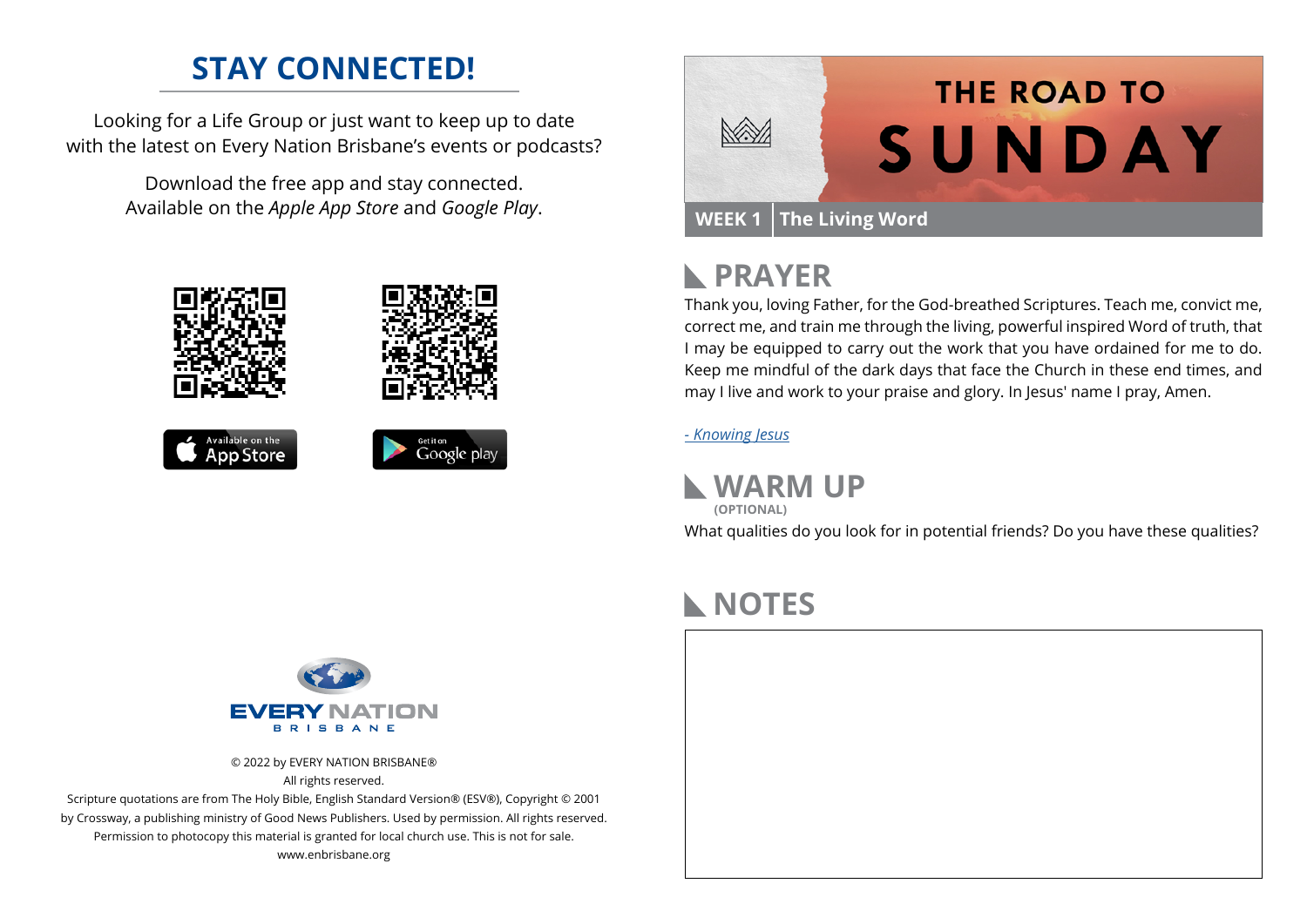# STAY CONNECTED!

Looking for a Life Group or just want to keep up to date with the latest on Every Nation Brisbane's events or podcasts?

Download the free app and stay connected. Available on the *Apple App Store* and *Google Play*.

Available on the App Store

Get it on Google play

EVERY NATION BRISBANE

© 2022 by EVERY NATION BRISBANE®
All rights reserved.
Scripture quotations are from The Holy Bible, English Standard Version® (ESV®), Copyright © 2001 by Crossway, a publishing ministry of Good News Publishers. Used by permission. All rights reserved.
Permission to photocopy this material is granted for local church use. This is not for sale.
www.enbrisbane.org

# THE ROAD TO SUNDAY

**WEEK 1** | **The Living Word**

## PRAYER

Thank you, loving Father, for the God-breathed Scriptures. Teach me, convict me, correct me, and train me through the living, powerful inspired Word of truth, that I may be equipped to carry out the work that you have ordained for me to do. Keep me mindful of the dark days that face the Church in these end times, and may I live and work to your praise and glory. In Jesus' name I pray, Amen.

*- Knowing Jesus*

## WARM UP

**(OPTIONAL)**

What qualities do you look for in potential friends? Do you have these qualities?

## NOTES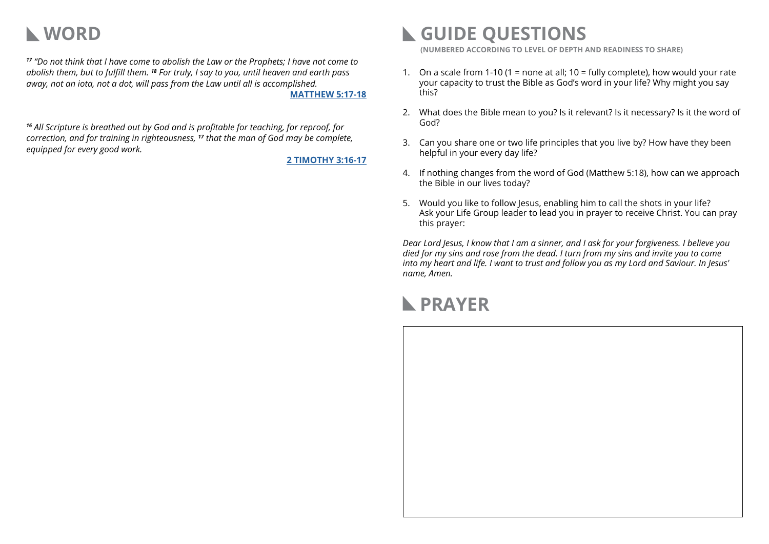## WORD

*[17] "Do not think that I have come to abolish the Law or the Prophets; I have not come to abolish them, but to fulfill them. [18] For truly, I say to you, until heaven and earth pass away, not an iota, not a dot, will pass from the Law until all is accomplished.*

**MATTHEW 5:17-18**

*[16] All Scripture is breathed out by God and is profitable for teaching, for reproof, for correction, and for training in righteousness, [17] that the man of God may be complete, equipped for every good work.*

**2 TIMOTHY 3:16-17**

## GUIDE QUESTIONS

**(NUMBERED ACCORDING TO LEVEL OF DEPTH AND READINESS TO SHARE)**

1. On a scale from 1-10 (1 = none at all; 10 = fully complete), how would your rate your capacity to trust the Bible as God's word in your life? Why might you say this?
2. What does the Bible mean to you? Is it relevant? Is it necessary? Is it the word of God?
3. Can you share one or two life principles that you live by? How have they been helpful in your every day life?
4. If nothing changes from the word of God (Matthew 5:18), how can we approach the Bible in our lives today?
5. Would you like to follow Jesus, enabling him to call the shots in your life? Ask your Life Group leader to lead you in prayer to receive Christ. You can pray this prayer:

*Dear Lord Jesus, I know that I am a sinner, and I ask for your forgiveness. I believe you died for my sins and rose from the dead. I turn from my sins and invite you to come into my heart and life. I want to trust and follow you as my Lord and Saviour. In Jesus' name, Amen.*

## PRAYER